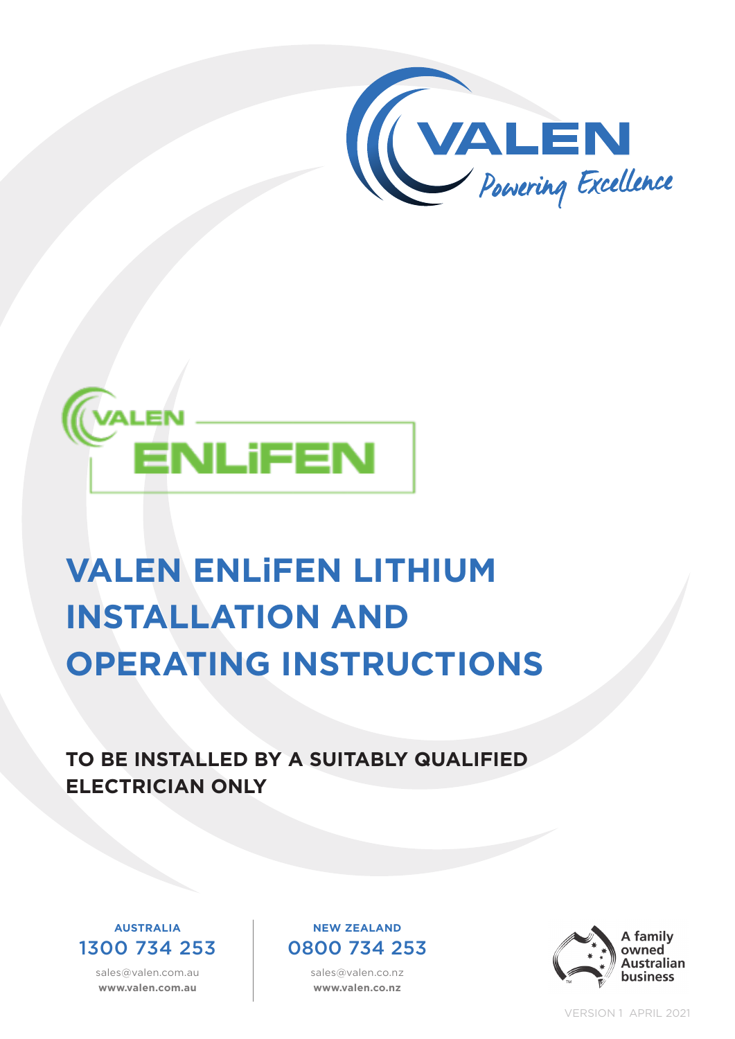VALEN

Powering Excellence

VALEN ENLiFEN

# VALEN ENLiFEN LITHIUM INSTALLATION AND OPERATING INSTRUCTIONS

**TO BE INSTALLED BY A SUITABLY QUALIFIED ELECTRICIAN ONLY**

**AUSTRALIA**
1300 734 253
sales@valen.com.au
**www.valen.com.au**

**NEW ZEALAND**
0800 734 253
sales@valen.co.nz
**www.valen.co.nz**

A family owned Australian business

VERSION 1 APRIL 2021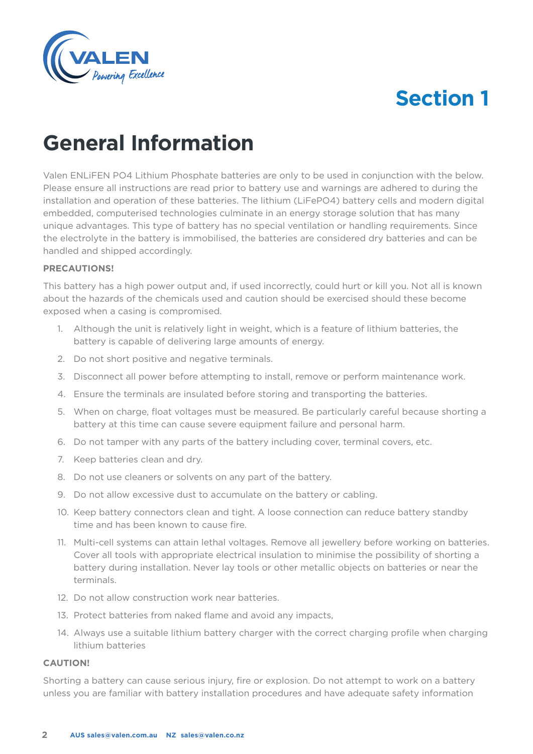# Section 1

## General Information

Valen ENLiFEN PO4 Lithium Phosphate batteries are only to be used in conjunction with the below. Please ensure all instructions are read prior to battery use and warnings are adhered to during the installation and operation of these batteries. The lithium (LiFePO4) battery cells and modern digital embedded, computerised technologies culminate in an energy storage solution that has many unique advantages. This type of battery has no special ventilation or handling requirements. Since the electrolyte in the battery is immobilised, the batteries are considered dry batteries and can be handled and shipped accordingly.

**PRECAUTIONS!**

This battery has a high power output and, if used incorrectly, could hurt or kill you. Not all is known about the hazards of the chemicals used and caution should be exercised should these become exposed when a casing is compromised.

1. Although the unit is relatively light in weight, which is a feature of lithium batteries, the battery is capable of delivering large amounts of energy.
2. Do not short positive and negative terminals.
3. Disconnect all power before attempting to install, remove or perform maintenance work.
4. Ensure the terminals are insulated before storing and transporting the batteries.
5. When on charge, float voltages must be measured. Be particularly careful because shorting a battery at this time can cause severe equipment failure and personal harm.
6. Do not tamper with any parts of the battery including cover, terminal covers, etc.
7. Keep batteries clean and dry.
8. Do not use cleaners or solvents on any part of the battery.
9. Do not allow excessive dust to accumulate on the battery or cabling.
10. Keep battery connectors clean and tight. A loose connection can reduce battery standby time and has been known to cause fire.
11. Multi-cell systems can attain lethal voltages. Remove all jewellery before working on batteries. Cover all tools with appropriate electrical insulation to minimise the possibility of shorting a battery during installation. Never lay tools or other metallic objects on batteries or near the terminals.
12. Do not allow construction work near batteries.
13. Protect batteries from naked flame and avoid any impacts,
14. Always use a suitable lithium battery charger with the correct charging profile when charging lithium batteries

**CAUTION!**

Shorting a battery can cause serious injury, fire or explosion. Do not attempt to work on a battery unless you are familiar with battery installation procedures and have adequate safety information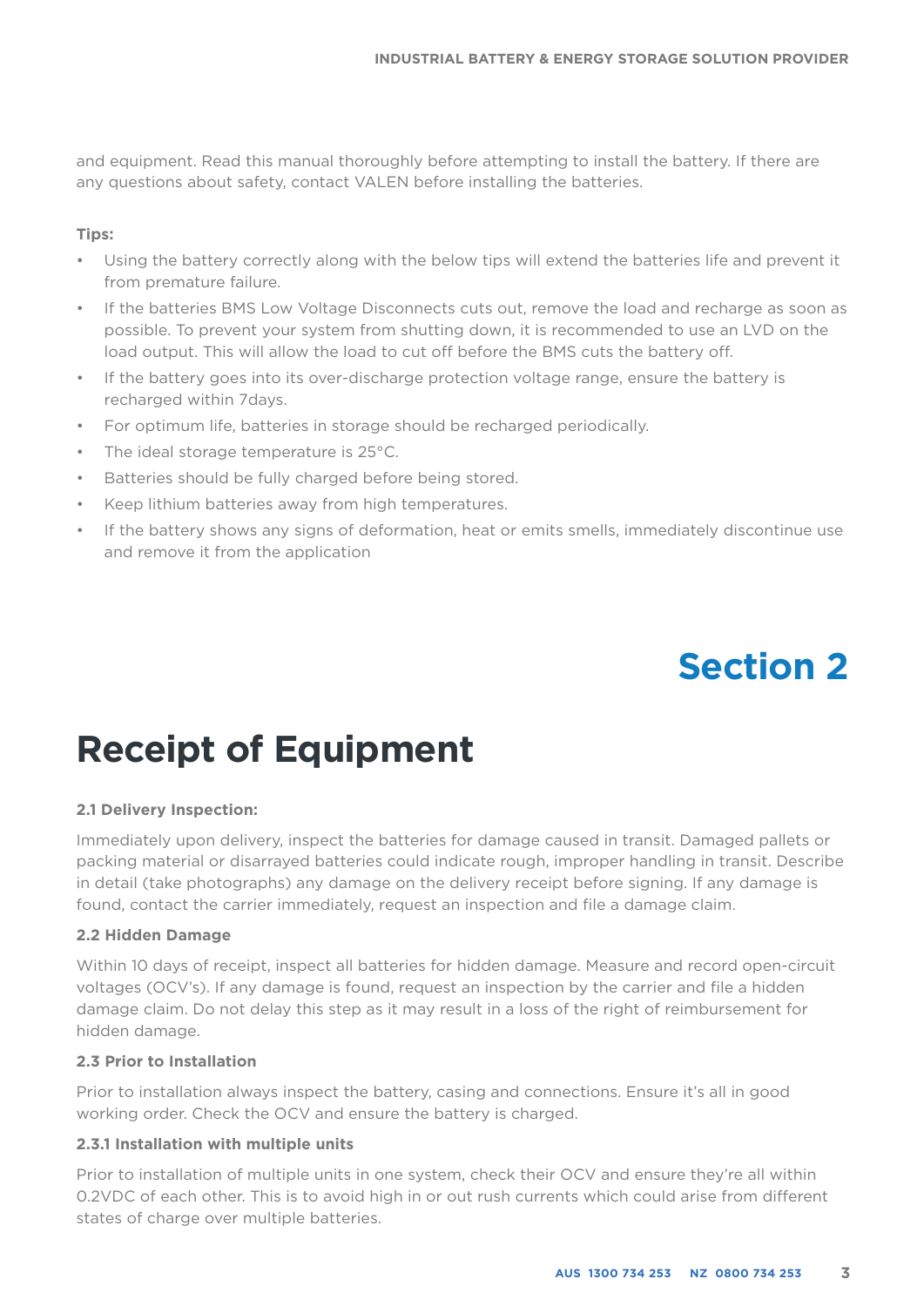and equipment. Read this manual thoroughly before attempting to install the battery. If there are any questions about safety, contact VALEN before installing the batteries.

**Tips:**

- Using the battery correctly along with the below tips will extend the batteries life and prevent it from premature failure.
- If the batteries BMS Low Voltage Disconnects cuts out, remove the load and recharge as soon as possible. To prevent your system from shutting down, it is recommended to use an LVD on the load output. This will allow the load to cut off before the BMS cuts the battery off.
- If the battery goes into its over-discharge protection voltage range, ensure the battery is recharged within 7days.
- For optimum life, batteries in storage should be recharged periodically.
- The ideal storage temperature is 25°C.
- Batteries should be fully charged before being stored.
- Keep lithium batteries away from high temperatures.
- If the battery shows any signs of deformation, heat or emits smells, immediately discontinue use and remove it from the application

# Section 2

# Receipt of Equipment

**2.1 Delivery Inspection:**

Immediately upon delivery, inspect the batteries for damage caused in transit. Damaged pallets or packing material or disarrayed batteries could indicate rough, improper handling in transit. Describe in detail (take photographs) any damage on the delivery receipt before signing. If any damage is found, contact the carrier immediately, request an inspection and file a damage claim.

**2.2 Hidden Damage**

Within 10 days of receipt, inspect all batteries for hidden damage. Measure and record open-circuit voltages (OCV's). If any damage is found, request an inspection by the carrier and file a hidden damage claim. Do not delay this step as it may result in a loss of the right of reimbursement for hidden damage.

**2.3 Prior to Installation**

Prior to installation always inspect the battery, casing and connections. Ensure it's all in good working order. Check the OCV and ensure the battery is charged.

**2.3.1 Installation with multiple units**

Prior to installation of multiple units in one system, check their OCV and ensure they're all within 0.2VDC of each other. This is to avoid high in or out rush currents which could arise from different states of charge over multiple batteries.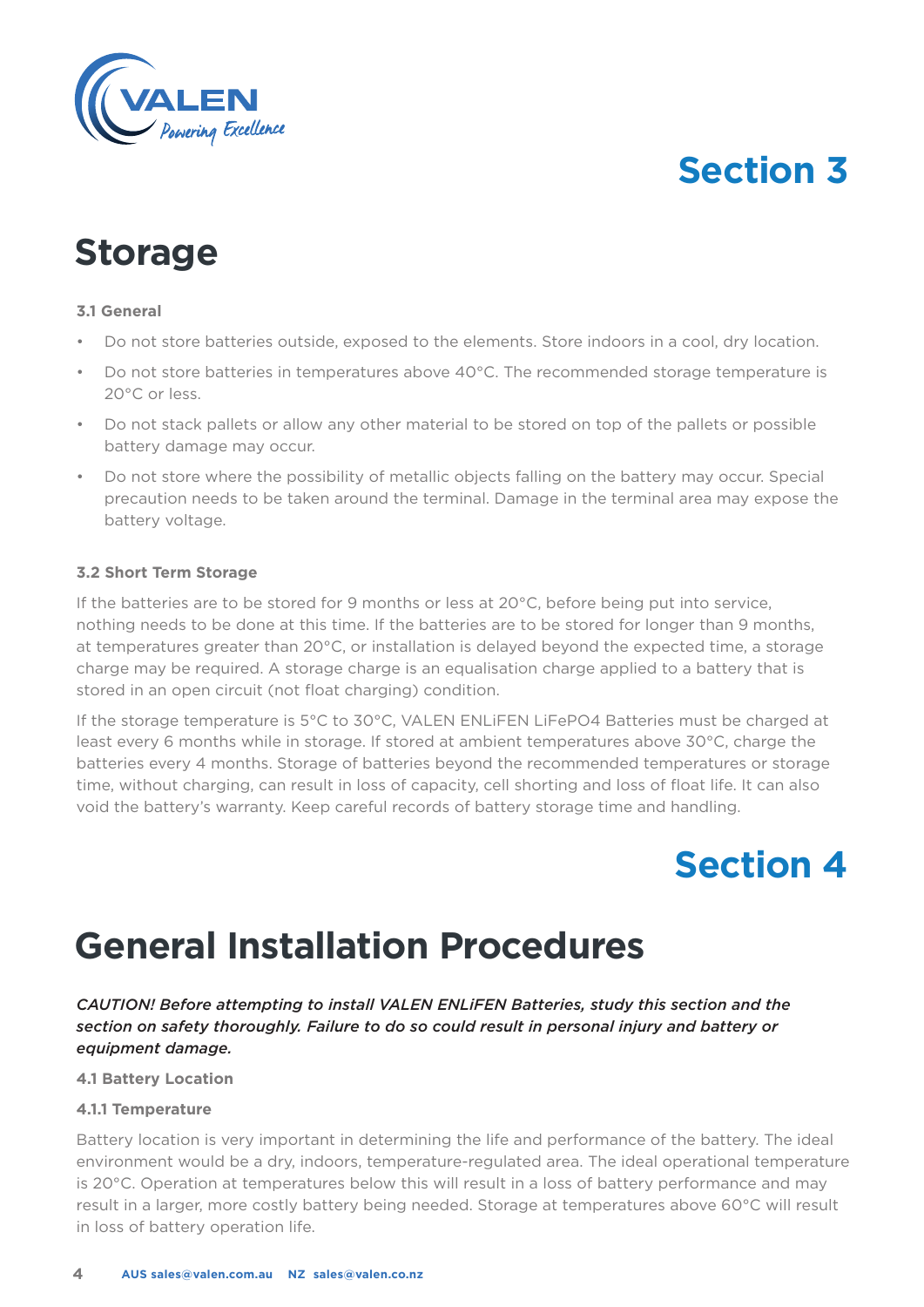# Section 3

## Storage

**3.1 General**

- Do not store batteries outside, exposed to the elements. Store indoors in a cool, dry location.
- Do not store batteries in temperatures above 40°C. The recommended storage temperature is 20°C or less.
- Do not stack pallets or allow any other material to be stored on top of the pallets or possible battery damage may occur.
- Do not store where the possibility of metallic objects falling on the battery may occur. Special precaution needs to be taken around the terminal. Damage in the terminal area may expose the battery voltage.

**3.2 Short Term Storage**

If the batteries are to be stored for 9 months or less at 20°C, before being put into service, nothing needs to be done at this time. If the batteries are to be stored for longer than 9 months, at temperatures greater than 20°C, or installation is delayed beyond the expected time, a storage charge may be required. A storage charge is an equalisation charge applied to a battery that is stored in an open circuit (not float charging) condition.

If the storage temperature is 5°C to 30°C, VALEN ENLiFEN LiFePO4 Batteries must be charged at least every 6 months while in storage. If stored at ambient temperatures above 30°C, charge the batteries every 4 months. Storage of batteries beyond the recommended temperatures or storage time, without charging, can result in loss of capacity, cell shorting and loss of float life. It can also void the battery's warranty. Keep careful records of battery storage time and handling.

# Section 4

## General Installation Procedures

*CAUTION! Before attempting to install VALEN ENLiFEN Batteries, study this section and the section on safety thoroughly. Failure to do so could result in personal injury and battery or equipment damage.*

**4.1 Battery Location**

**4.1.1 Temperature**

Battery location is very important in determining the life and performance of the battery. The ideal environment would be a dry, indoors, temperature-regulated area. The ideal operational temperature is 20°C. Operation at temperatures below this will result in a loss of battery performance and may result in a larger, more costly battery being needed. Storage at temperatures above 60°C will result in loss of battery operation life.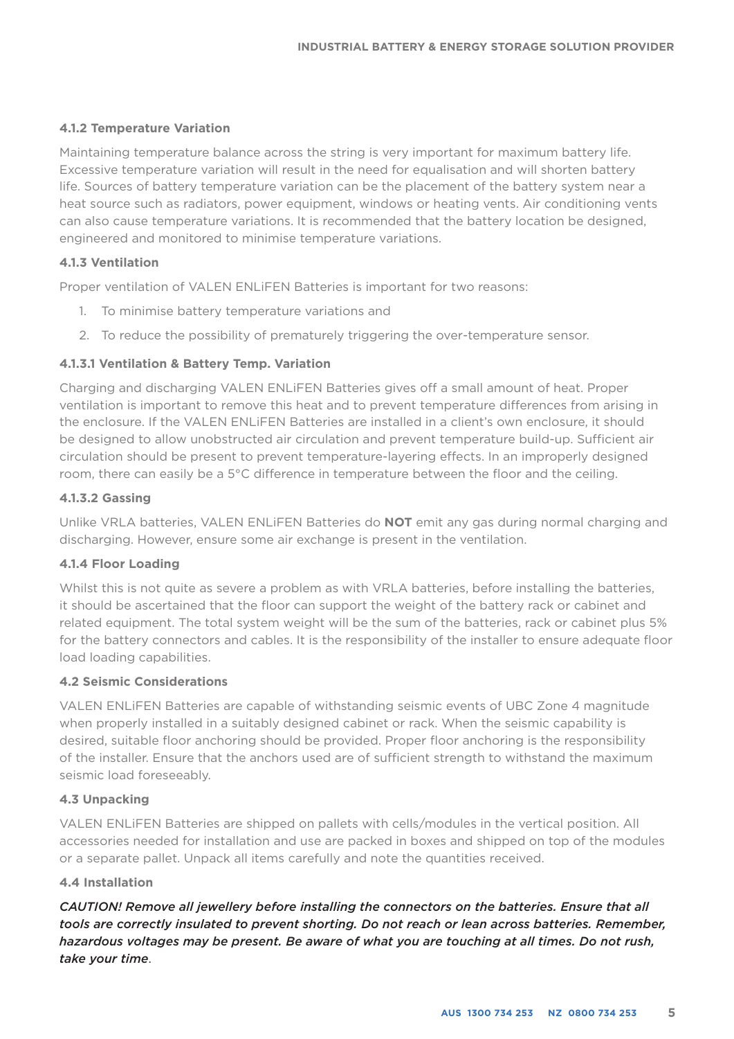#### 4.1.2 Temperature Variation

Maintaining temperature balance across the string is very important for maximum battery life. Excessive temperature variation will result in the need for equalisation and will shorten battery life. Sources of battery temperature variation can be the placement of the battery system near a heat source such as radiators, power equipment, windows or heating vents. Air conditioning vents can also cause temperature variations. It is recommended that the battery location be designed, engineered and monitored to minimise temperature variations.

#### 4.1.3 Ventilation

Proper ventilation of VALEN ENLiFEN Batteries is important for two reasons:

1. To minimise battery temperature variations and
2. To reduce the possibility of prematurely triggering the over-temperature sensor.

#### 4.1.3.1 Ventilation & Battery Temp. Variation

Charging and discharging VALEN ENLiFEN Batteries gives off a small amount of heat. Proper ventilation is important to remove this heat and to prevent temperature differences from arising in the enclosure. If the VALEN ENLiFEN Batteries are installed in a client's own enclosure, it should be designed to allow unobstructed air circulation and prevent temperature build-up. Sufficient air circulation should be present to prevent temperature-layering effects. In an improperly designed room, there can easily be a 5°C difference in temperature between the floor and the ceiling.

#### 4.1.3.2 Gassing

Unlike VRLA batteries, VALEN ENLiFEN Batteries do **NOT** emit any gas during normal charging and discharging. However, ensure some air exchange is present in the ventilation.

#### 4.1.4 Floor Loading

Whilst this is not quite as severe a problem as with VRLA batteries, before installing the batteries, it should be ascertained that the floor can support the weight of the battery rack or cabinet and related equipment. The total system weight will be the sum of the batteries, rack or cabinet plus 5% for the battery connectors and cables. It is the responsibility of the installer to ensure adequate floor load loading capabilities.

### 4.2 Seismic Considerations

VALEN ENLiFEN Batteries are capable of withstanding seismic events of UBC Zone 4 magnitude when properly installed in a suitably designed cabinet or rack. When the seismic capability is desired, suitable floor anchoring should be provided. Proper floor anchoring is the responsibility of the installer. Ensure that the anchors used are of sufficient strength to withstand the maximum seismic load foreseeably.

### 4.3 Unpacking

VALEN ENLiFEN Batteries are shipped on pallets with cells/modules in the vertical position. All accessories needed for installation and use are packed in boxes and shipped on top of the modules or a separate pallet. Unpack all items carefully and note the quantities received.

### 4.4 Installation

***CAUTION! Remove all jewellery before installing the connectors on the batteries. Ensure that all tools are correctly insulated to prevent shorting. Do not reach or lean across batteries. Remember, hazardous voltages may be present. Be aware of what you are touching at all times. Do not rush, take your time.***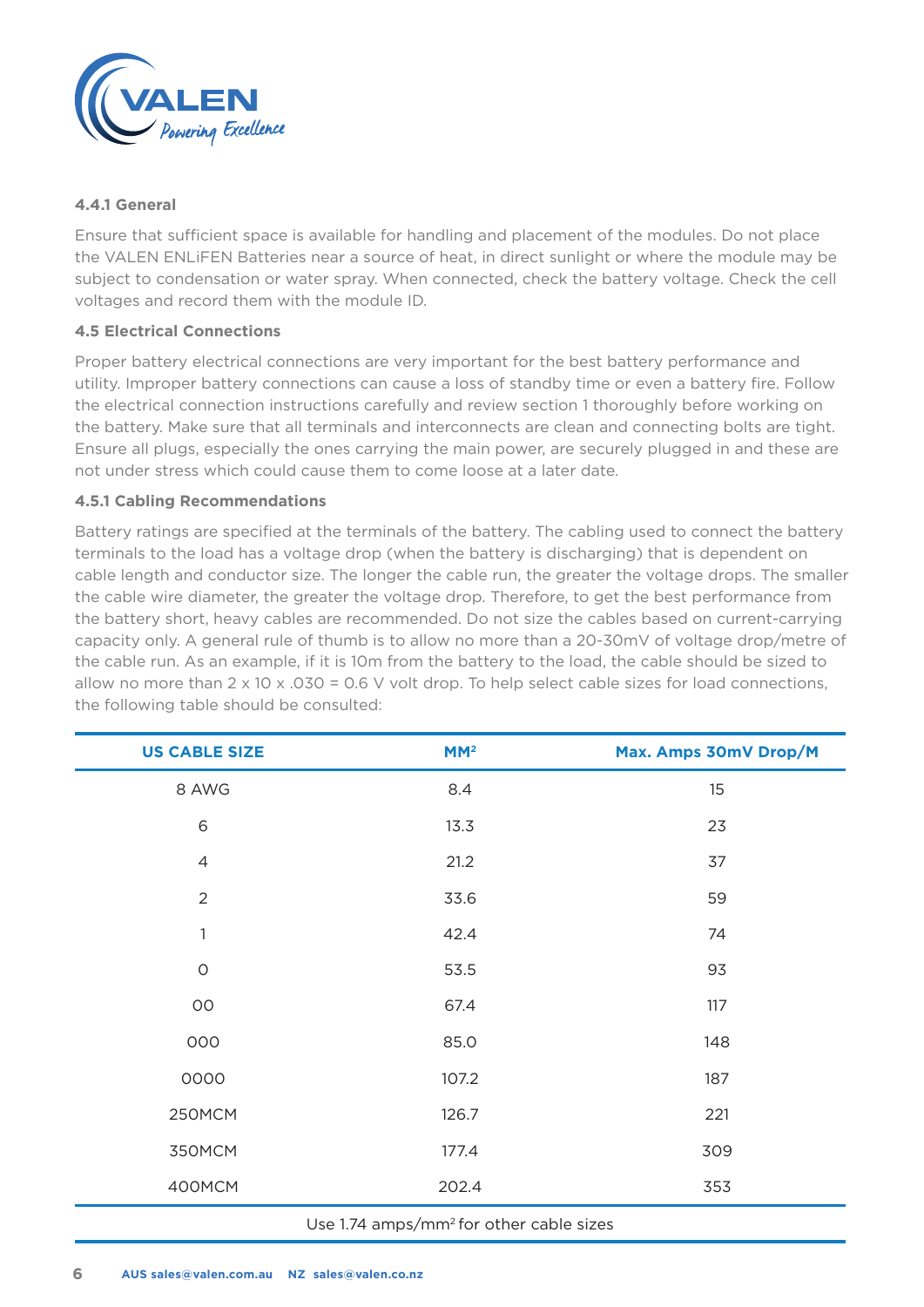#### 4.4.1 General

Ensure that sufficient space is available for handling and placement of the modules. Do not place the VALEN ENLiFEN Batteries near a source of heat, in direct sunlight or where the module may be subject to condensation or water spray. When connected, check the battery voltage. Check the cell voltages and record them with the module ID.

### 4.5 Electrical Connections

Proper battery electrical connections are very important for the best battery performance and utility. Improper battery connections can cause a loss of standby time or even a battery fire. Follow the electrical connection instructions carefully and review section 1 thoroughly before working on the battery. Make sure that all terminals and interconnects are clean and connecting bolts are tight. Ensure all plugs, especially the ones carrying the main power, are securely plugged in and these are not under stress which could cause them to come loose at a later date.

#### 4.5.1 Cabling Recommendations

Battery ratings are specified at the terminals of the battery. The cabling used to connect the battery terminals to the load has a voltage drop (when the battery is discharging) that is dependent on cable length and conductor size. The longer the cable run, the greater the voltage drops. The smaller the cable wire diameter, the greater the voltage drop. Therefore, to get the best performance from the battery short, heavy cables are recommended. Do not size the cables based on current-carrying capacity only. A general rule of thumb is to allow no more than a 20-30mV of voltage drop/metre of the cable run. As an example, if it is 10m from the battery to the load, the cable should be sized to allow no more than 2 x 10 x .030 = 0.6 V volt drop. To help select cable sizes for load connections, the following table should be consulted:

| US CABLE SIZE | MM² | Max. Amps 30mV Drop/M |
|---|---|---|
| 8 AWG | 8.4 | 15 |
| 6 | 13.3 | 23 |
| 4 | 21.2 | 37 |
| 2 | 33.6 | 59 |
| 1 | 42.4 | 74 |
| 0 | 53.5 | 93 |
| 00 | 67.4 | 117 |
| 000 | 85.0 | 148 |
| 0000 | 107.2 | 187 |
| 250MCM | 126.7 | 221 |
| 350MCM | 177.4 | 309 |
| 400MCM | 202.4 | 353 |

Use 1.74 amps/mm² for other cable sizes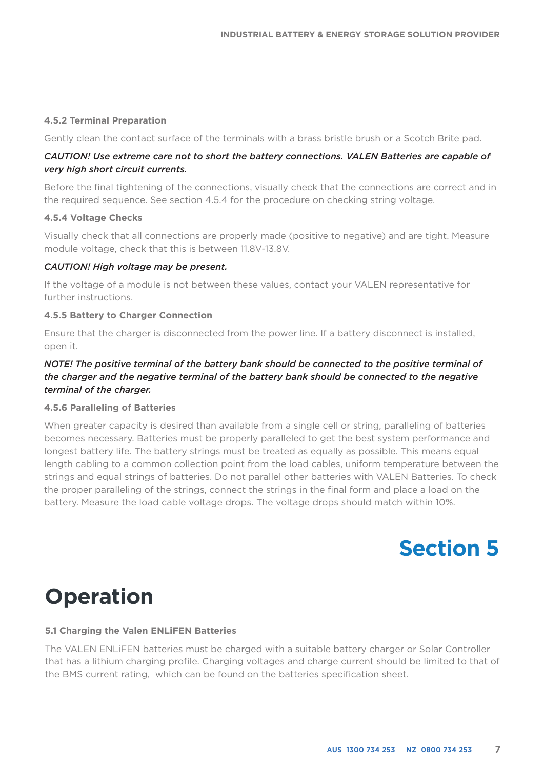#### 4.5.2 Terminal Preparation

Gently clean the contact surface of the terminals with a brass bristle brush or a Scotch Brite pad.

***CAUTION! Use extreme care not to short the battery connections. VALEN Batteries are capable of very high short circuit currents.***

Before the final tightening of the connections, visually check that the connections are correct and in the required sequence. See section 4.5.4 for the procedure on checking string voltage.

#### 4.5.4 Voltage Checks

Visually check that all connections are properly made (positive to negative) and are tight. Measure module voltage, check that this is between 11.8V-13.8V.

***CAUTION! High voltage may be present.***

If the voltage of a module is not between these values, contact your VALEN representative for further instructions.

#### 4.5.5 Battery to Charger Connection

Ensure that the charger is disconnected from the power line. If a battery disconnect is installed, open it.

***NOTE! The positive terminal of the battery bank should be connected to the positive terminal of the charger and the negative terminal of the battery bank should be connected to the negative terminal of the charger.***

#### 4.5.6 Paralleling of Batteries

When greater capacity is desired than available from a single cell or string, paralleling of batteries becomes necessary. Batteries must be properly paralleled to get the best system performance and longest battery life. The battery strings must be treated as equally as possible. This means equal length cabling to a common collection point from the load cables, uniform temperature between the strings and equal strings of batteries. Do not parallel other batteries with VALEN Batteries. To check the proper paralleling of the strings, connect the strings in the final form and place a load on the battery. Measure the load cable voltage drops. The voltage drops should match within 10%.

## Section 5

# Operation

#### 5.1 Charging the Valen ENLiFEN Batteries

The VALEN ENLiFEN batteries must be charged with a suitable battery charger or Solar Controller that has a lithium charging profile. Charging voltages and charge current should be limited to that of the BMS current rating,  which can be found on the batteries specification sheet.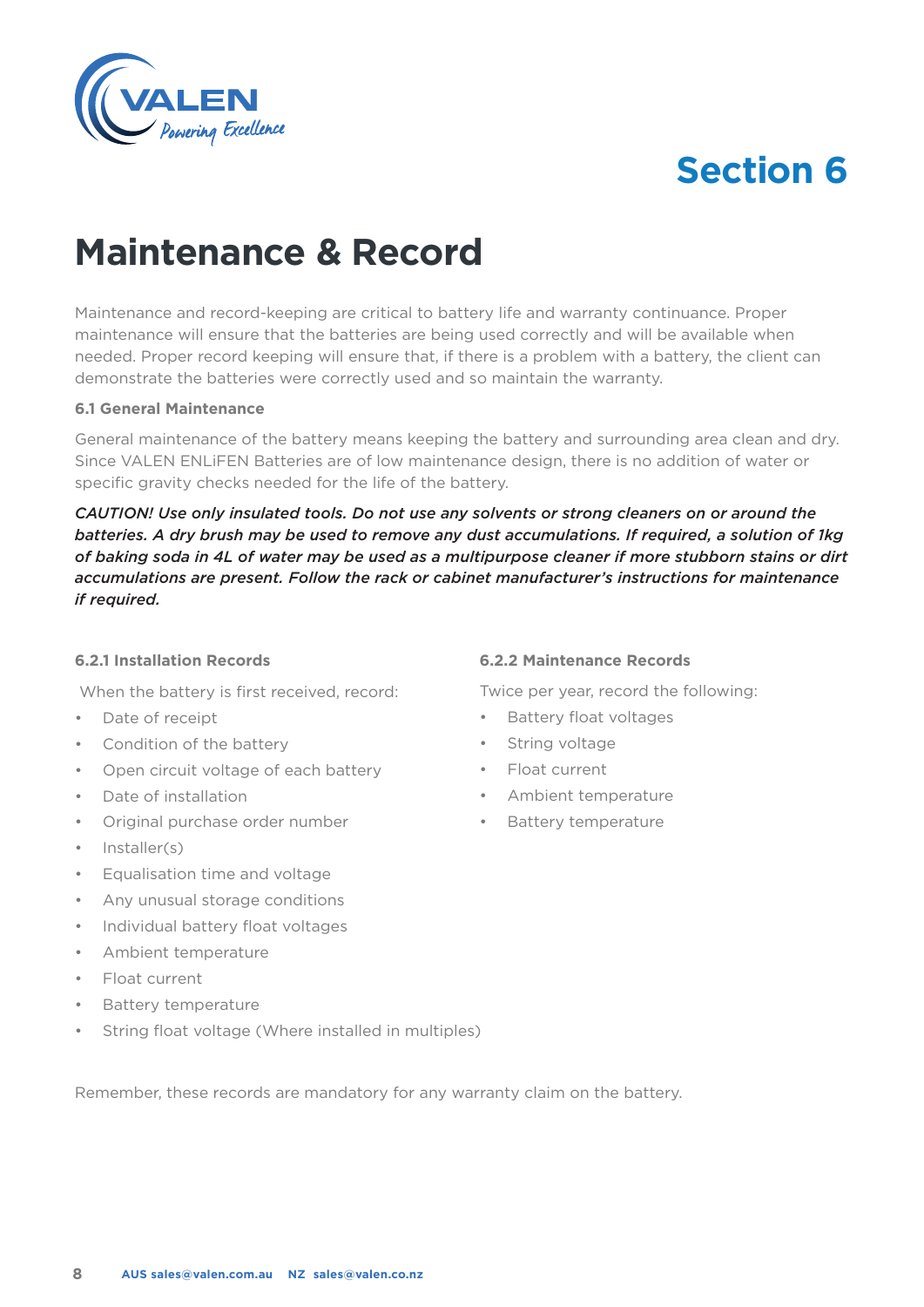## Section 6

# Maintenance & Record

Maintenance and record-keeping are critical to battery life and warranty continuance. Proper maintenance will ensure that the batteries are being used correctly and will be available when needed. Proper record keeping will ensure that, if there is a problem with a battery, the client can demonstrate the batteries were correctly used and so maintain the warranty.

### 6.1 General Maintenance

General maintenance of the battery means keeping the battery and surrounding area clean and dry. Since VALEN ENLiFEN Batteries are of low maintenance design, there is no addition of water or specific gravity checks needed for the life of the battery.

***CAUTION! Use only insulated tools. Do not use any solvents or strong cleaners on or around the batteries. A dry brush may be used to remove any dust accumulations. If required, a solution of 1kg of baking soda in 4L of water may be used as a multipurpose cleaner if more stubborn stains or dirt accumulations are present. Follow the rack or cabinet manufacturer's instructions for maintenance if required.***

#### 6.2.1 Installation Records

When the battery is first received, record:

- Date of receipt
- Condition of the battery
- Open circuit voltage of each battery
- Date of installation
- Original purchase order number
- Installer(s)
- Equalisation time and voltage
- Any unusual storage conditions
- Individual battery float voltages
- Ambient temperature
- Float current
- Battery temperature
- String float voltage (Where installed in multiples)

#### 6.2.2 Maintenance Records

Twice per year, record the following:

- Battery float voltages
- String voltage
- Float current
- Ambient temperature
- Battery temperature

Remember, these records are mandatory for any warranty claim on the battery.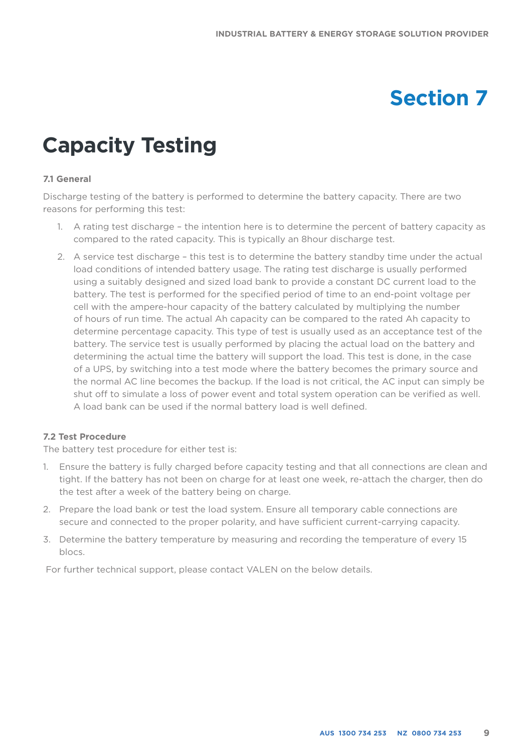# Section 7

## Capacity Testing

### 7.1 General

Discharge testing of the battery is performed to determine the battery capacity. There are two reasons for performing this test:

1. A rating test discharge – the intention here is to determine the percent of battery capacity as compared to the rated capacity. This is typically an 8hour discharge test.
2. A service test discharge – this test is to determine the battery standby time under the actual load conditions of intended battery usage. The rating test discharge is usually performed using a suitably designed and sized load bank to provide a constant DC current load to the battery. The test is performed for the specified period of time to an end-point voltage per cell with the ampere-hour capacity of the battery calculated by multiplying the number of hours of run time. The actual Ah capacity can be compared to the rated Ah capacity to determine percentage capacity. This type of test is usually used as an acceptance test of the battery. The service test is usually performed by placing the actual load on the battery and determining the actual time the battery will support the load. This test is done, in the case of a UPS, by switching into a test mode where the battery becomes the primary source and the normal AC line becomes the backup. If the load is not critical, the AC input can simply be shut off to simulate a loss of power event and total system operation can be verified as well. A load bank can be used if the normal battery load is well defined.

### 7.2 Test Procedure

The battery test procedure for either test is:

1. Ensure the battery is fully charged before capacity testing and that all connections are clean and tight. If the battery has not been on charge for at least one week, re-attach the charger, then do the test after a week of the battery being on charge.
2. Prepare the load bank or test the load system. Ensure all temporary cable connections are secure and connected to the proper polarity, and have sufficient current-carrying capacity.
3. Determine the battery temperature by measuring and recording the temperature of every 15 blocs.

For further technical support, please contact VALEN on the below details.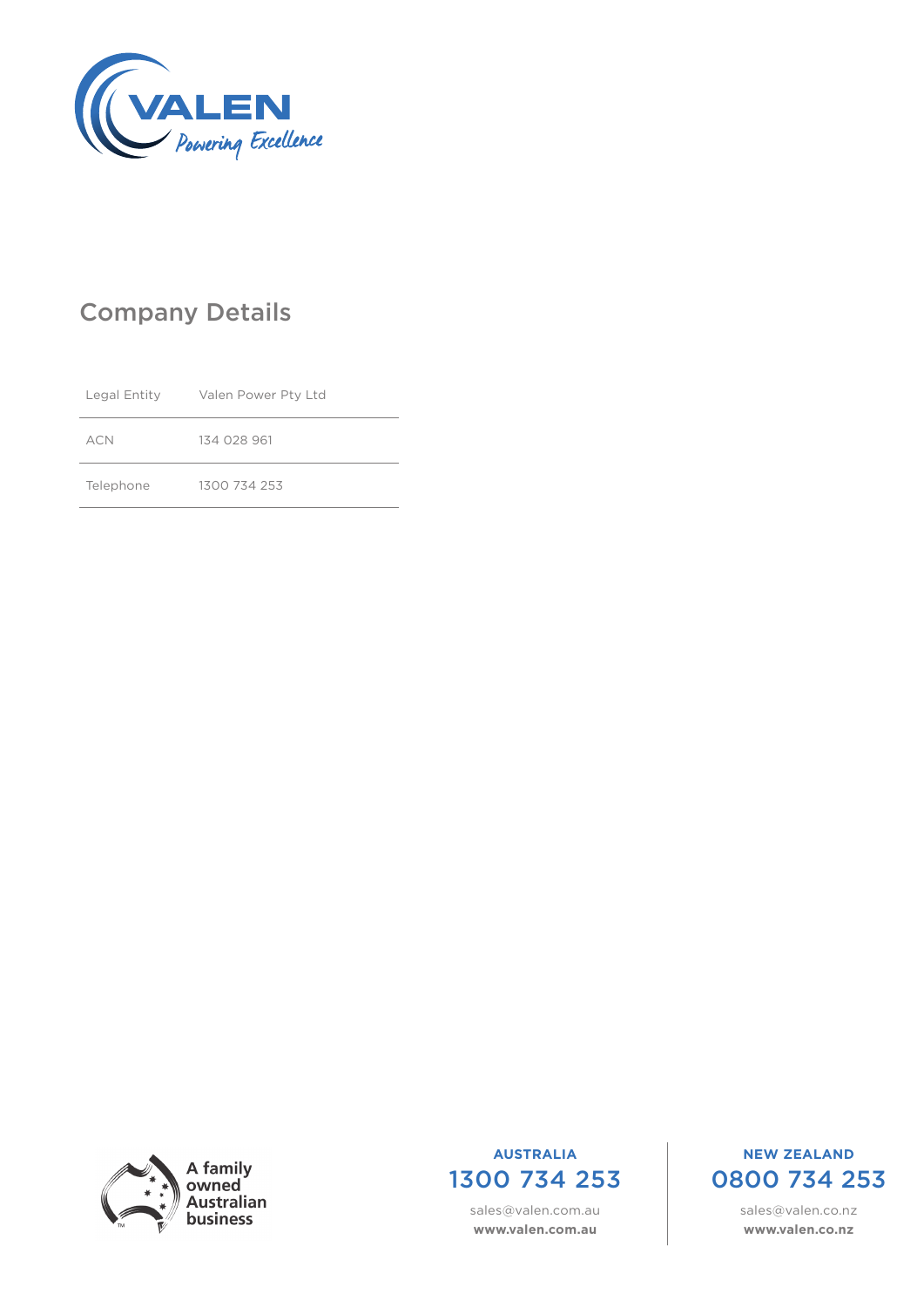VALEN

*Powering Excellence*

## Company Details

| | |
|---|---|
| Legal Entity | Valen Power Pty Ltd |
| ACN | 134 028 961 |
| Telephone | 1300 734 253 |

A family owned Australian business

**AUSTRALIA**

1300 734 253

sales@valen.com.au

**www.valen.com.au**

**NEW ZEALAND**

0800 734 253

sales@valen.co.nz

**www.valen.co.nz**